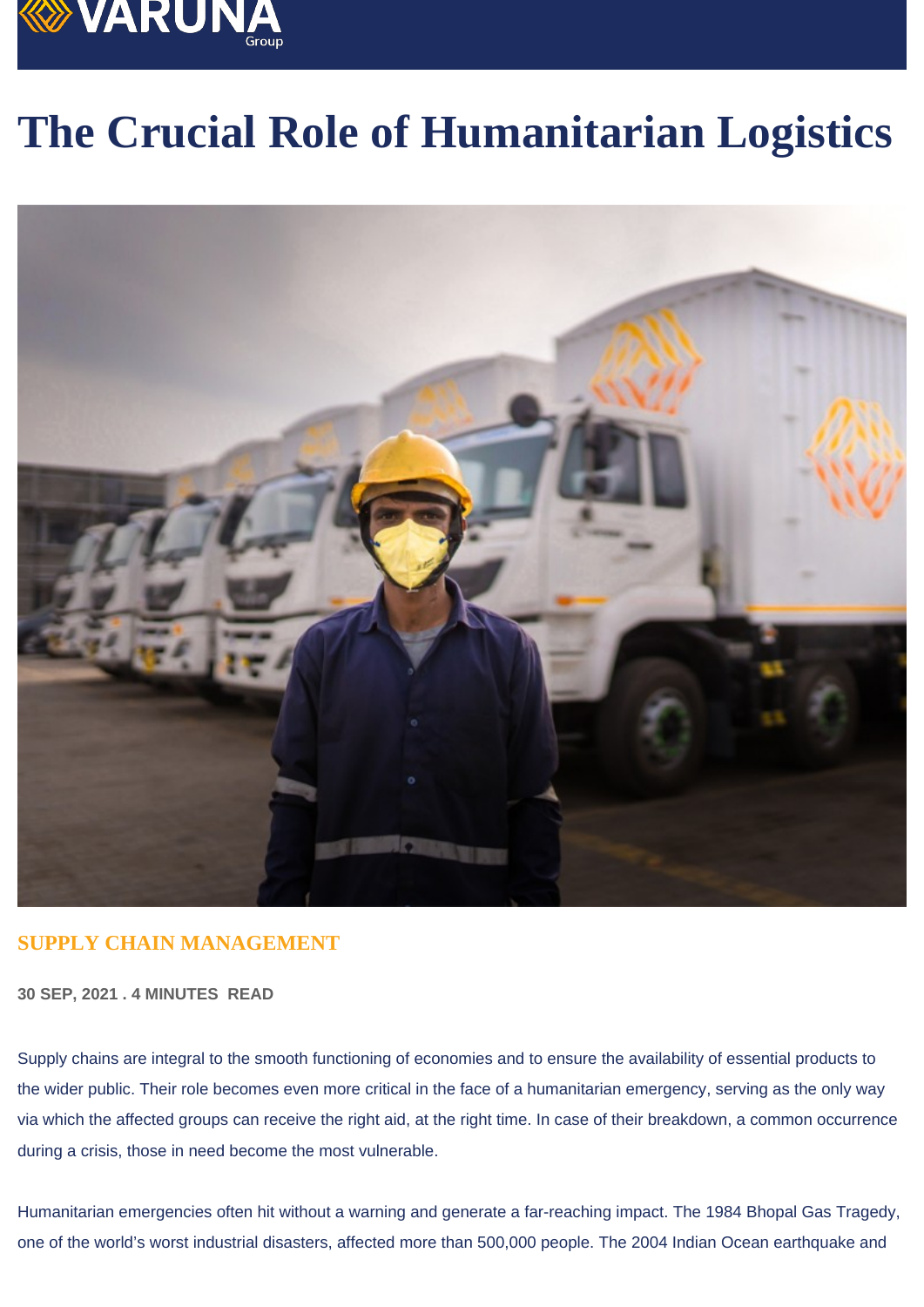# The Crucial Role of Humanitarian Logistics

**SUPPLY CHAIN MANAGEMENT**

**30 SEP, 2021 . 4 MINUTES READ**

Supply chains are integral to the smooth functioning of economies and to ensure the availability of essential products to the wider public. Their role becomes even more critical in the face of a humanitarian emergency, serving as the only way via which the affected groups can receive the right aid, at the right time. In case of their breakdown, a common occurrence during a crisis, those in need become the most vulnerable.

Humanitarian emergencies often hit without a warning and generate a far-reaching impact. The 1984 Bhopal Gas Tragedy, one of the world's worst industrial disasters, affected more than 500,000 people. The 2004 Indian Ocean earthquake and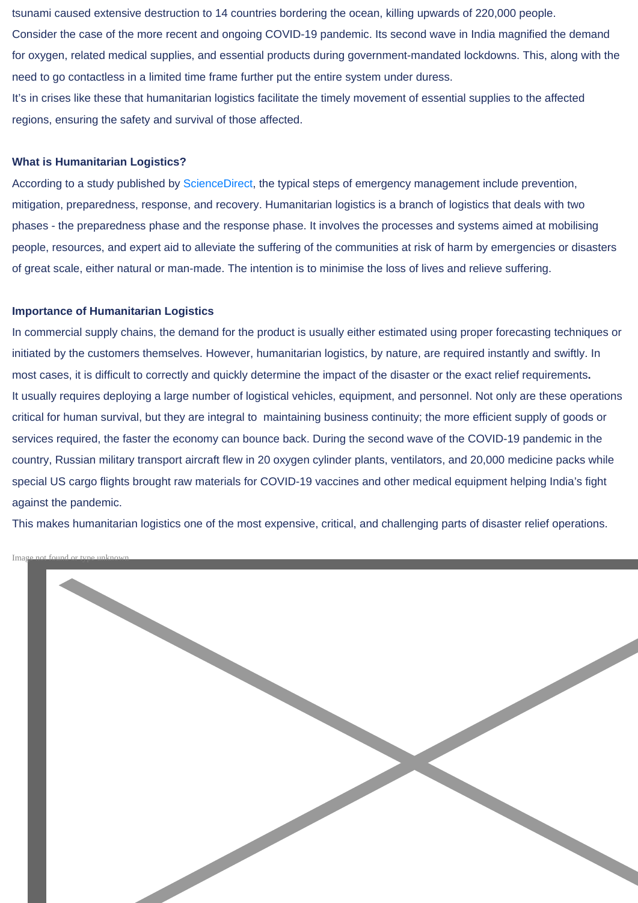tsunami caused extensive destruction to 14 countries bordering the ocean, killing upwards of 220,000 people.

Consider the case of the more recent and ongoing COVID-19 pandemic. Its second wave in India magnified the demand for oxygen, related medical supplies, and essential products during government-mandated lockdowns. This, along with the need to go contactless in a limited time frame further put the entire system under duress.

It's in crises like these that humanitarian logistics facilitate the timely movement of essential supplies to the affected regions, ensuring the safety and survival of those affected.

**What is Humanitarian Logistics?**

According to a study published by ScienceDirect, the typical steps of emergency management include prevention, mitigation, preparedness, response, and recovery. Humanitarian logistics is a branch of logistics that deals with two phases - the preparedness phase and the response phase. It involves the processes and systems aimed at mobilising people, resources, and expert aid to alleviate the suffering of the communities at risk of harm by emergencies or disasters of great scale, either natural or man-made. The intention is to minimise the loss of lives and relieve suffering.

**Importance of Humanitarian Logistics**

In commercial supply chains, the demand for the product is usually either estimated using proper forecasting techniques or initiated by the customers themselves. However, humanitarian logistics, by nature, are required instantly and swiftly. In most cases, it is difficult to correctly and quickly determine the impact of the disaster or the exact relief requirements.

It usually requires deploying a large number of logistical vehicles, equipment, and personnel. Not only are these operations critical for human survival, but they are integral to maintaining business continuity; the more efficient supply of goods or services required, the faster the economy can bounce back. During the second wave of the COVID-19 pandemic in the country, Russian military transport aircraft flew in 20 oxygen cylinder plants, ventilators, and 20,000 medicine packs while special US cargo flights brought raw materials for COVID-19 vaccines and other medical equipment helping India's fight against the pandemic.

This makes humanitarian logistics one of the most expensive, critical, and challenging parts of disaster relief operations.

Image not found or type unknown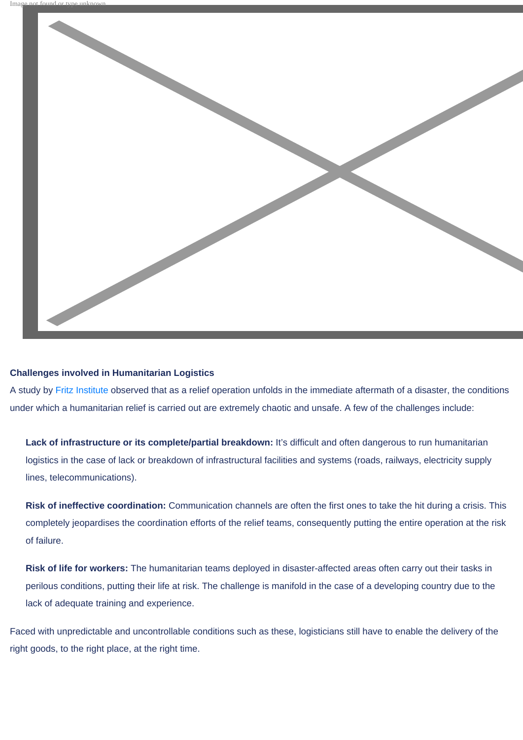Image not found or type unknown

### Challenges involved in Humanitarian Logistics

A study by Fritz Institute observed that as a relief operation unfolds in the immediate aftermath of a disaster, the conditions under which a humanitarian relief is carried out are extremely chaotic and unsafe. A few of the challenges include:

**Lack of infrastructure or its complete/partial breakdown:** It's difficult and often dangerous to run humanitarian logistics in the case of lack or breakdown of infrastructural facilities and systems (roads, railways, electricity supply lines, telecommunications).

**Risk of ineffective coordination:** Communication channels are often the first ones to take the hit during a crisis. This completely jeopardises the coordination efforts of the relief teams, consequently putting the entire operation at the risk of failure.

**Risk of life for workers:** The humanitarian teams deployed in disaster-affected areas often carry out their tasks in perilous conditions, putting their life at risk. The challenge is manifold in the case of a developing country due to the lack of adequate training and experience.

Faced with unpredictable and uncontrollable conditions such as these, logisticians still have to enable the delivery of the right goods, to the right place, at the right time.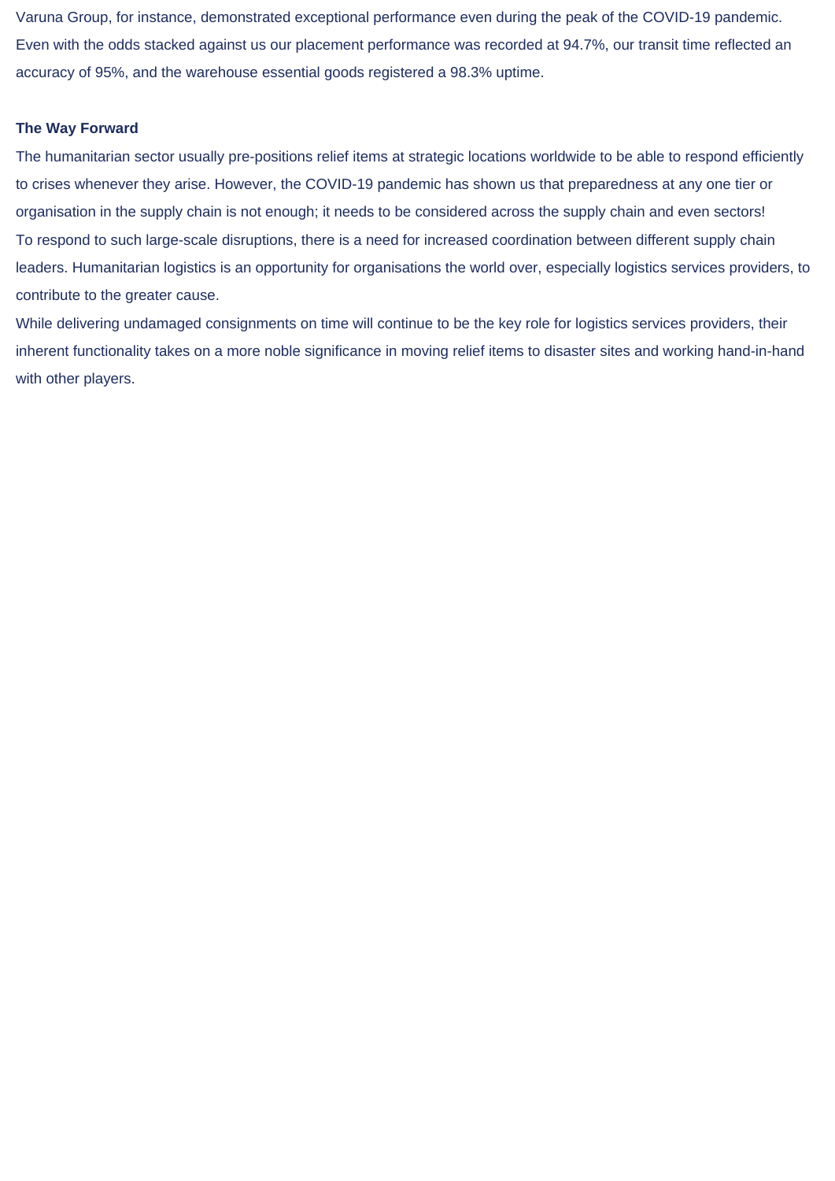Varuna Group, for instance, demonstrated exceptional performance even during the peak of the COVID-19 pandemic. Even with the odds stacked against us our placement performance was recorded at 94.7%, our transit time reflected an accuracy of 95%, and the warehouse essential goods registered a 98.3% uptime.

### The Way Forward

The humanitarian sector usually pre-positions relief items at strategic locations worldwide to be able to respond efficiently to crises whenever they arise. However, the COVID-19 pandemic has shown us that preparedness at any one tier or organisation in the supply chain is not enough; it needs to be considered across the supply chain and even sectors!

To respond to such large-scale disruptions, there is a need for increased coordination between different supply chain leaders. Humanitarian logistics is an opportunity for organisations the world over, especially logistics services providers, to contribute to the greater cause.

While delivering undamaged consignments on time will continue to be the key role for logistics services providers, their inherent functionality takes on a more noble significance in moving relief items to disaster sites and working hand-in-hand with other players.